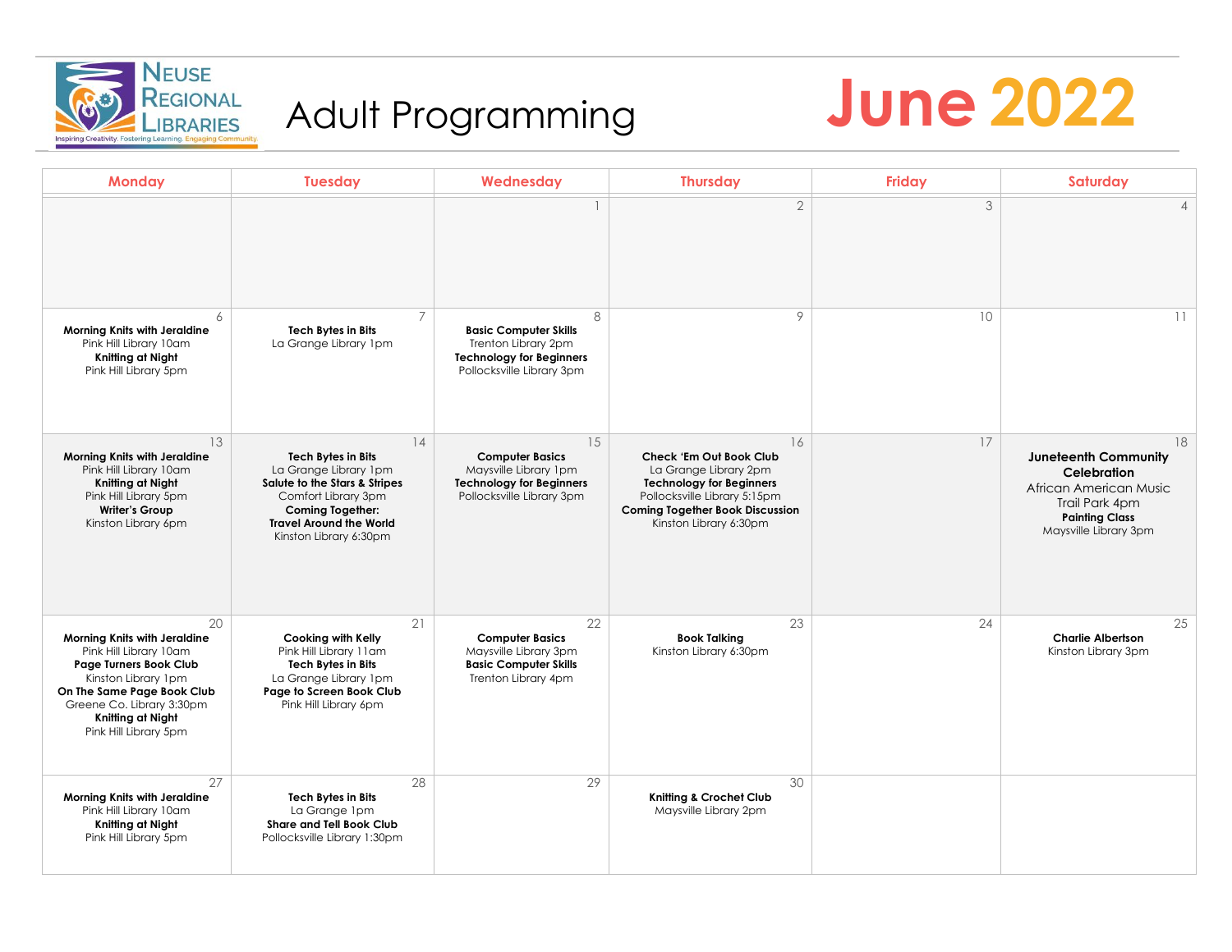# Neuse Regional Libraries

Inspiring Creativity. Fostering Learning. Engaging Community.

## Adult Programming

## June 2022

| Monday | Tuesday | Wednesday | Thursday | Friday | Saturday |
|---|---|---|---|---|---|
| | | 1 | 2 | 3 | 4 |
| 6<br>**Morning Knits with Jeraldine**<br>Pink Hill Library 10am<br>**Knitting at Night**<br>Pink Hill Library 5pm | 7<br>**Tech Bytes in Bits**<br>La Grange Library 1pm | 8<br>**Basic Computer Skills**<br>Trenton Library 2pm<br>**Technology for Beginners**<br>Pollocksville Library 3pm | 9 | 10 | 11 |
| 13<br>**Morning Knits with Jeraldine**<br>Pink Hill Library 10am<br>**Knitting at Night**<br>Pink Hill Library 5pm<br>**Writer's Group**<br>Kinston Library 6pm | 14<br>**Tech Bytes in Bits**<br>La Grange Library 1pm<br>**Salute to the Stars & Stripes**<br>Comfort Library 3pm<br>**Coming Together: Travel Around the World**<br>Kinston Library 6:30pm | 15<br>**Computer Basics**<br>Maysville Library 1pm<br>**Technology for Beginners**<br>Pollocksville Library 3pm | 16<br>**Check 'Em Out Book Club**<br>La Grange Library 2pm<br>**Technology for Beginners**<br>Pollocksville Library 5:15pm<br>**Coming Together Book Discussion**<br>Kinston Library 6:30pm | 17 | 18<br>**Juneteenth Community Celebration**<br>African American Music<br>Trail Park 4pm<br>**Painting Class**<br>Maysville Library 3pm |
| 20<br>**Morning Knits with Jeraldine**<br>Pink Hill Library 10am<br>**Page Turners Book Club**<br>Kinston Library 1pm<br>**On The Same Page Book Club**<br>Greene Co. Library 3:30pm<br>**Knitting at Night**<br>Pink Hill Library 5pm | 21<br>**Cooking with Kelly**<br>Pink Hill Library 11am<br>**Tech Bytes in Bits**<br>La Grange Library 1pm<br>**Page to Screen Book Club**<br>Pink Hill Library 6pm | 22<br>**Computer Basics**<br>Maysville Library 3pm<br>**Basic Computer Skills**<br>Trenton Library 4pm | 23<br>**Book Talking**<br>Kinston Library 6:30pm | 24 | 25<br>**Charlie Albertson**<br>Kinston Library 3pm |
| 27<br>**Morning Knits with Jeraldine**<br>Pink Hill Library 10am<br>**Knitting at Night**<br>Pink Hill Library 5pm | 28<br>**Tech Bytes in Bits**<br>La Grange 1pm<br>**Share and Tell Book Club**<br>Pollocksville Library 1:30pm | 29 | 30<br>**Knitting & Crochet Club**<br>Maysville Library 2pm | | |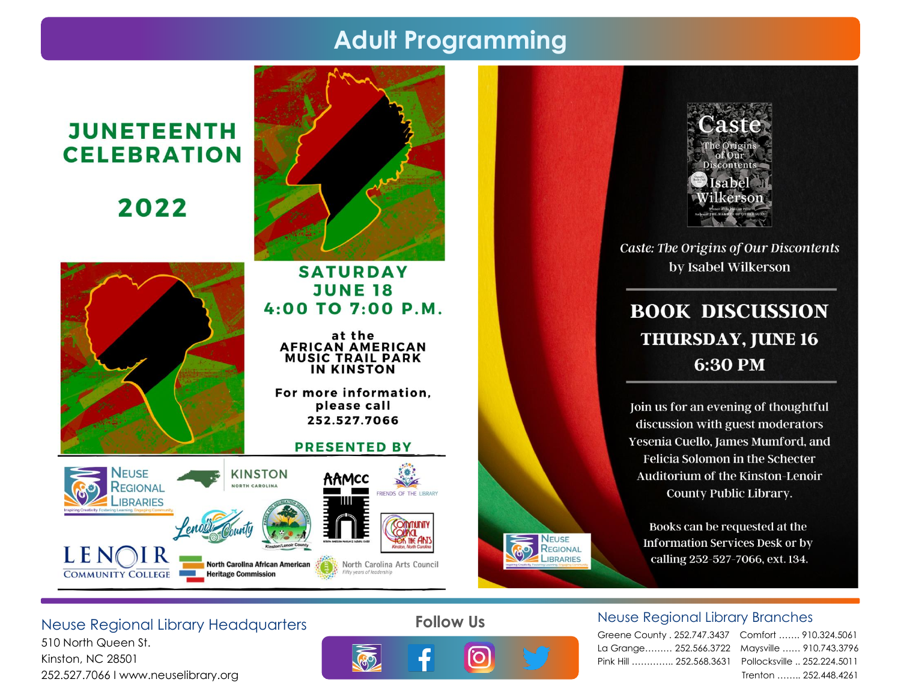# Adult Programming

## JUNETEENTH CELEBRATION

## 2022

**SATURDAY**
**JUNE 18**
**4:00 TO 7:00 P.M.**

at the
AFRICAN AMERICAN
MUSIC TRAIL PARK
IN KINSTON

For more information,
please call
252.527.7066

**PRESENTED BY**

Neuse Regional Libraries
Kinston North Carolina
AAMCC
Friends of the Library
Lenoir County
Kinston/Lenoir County Parks and Recreation Department
Community Council for the Arts Kinston, North Carolina
Lenoir Community College
North Carolina African American Heritage Commission
North Carolina Arts Council — Fifty years of leadership

---

*Caste: The Origins of Our Discontents*
by Isabel Wilkerson

## BOOK DISCUSSION
## THURSDAY, JUNE 16
## 6:30 PM

Join us for an evening of thoughtful discussion with guest moderators Yesenia Cuello, James Mumford, and Felicia Solomon in the Schecter Auditorium of the Kinston-Lenoir County Public Library.

Books can be requested at the Information Services Desk or by calling 252-527-7066, ext. 134.

---

### Neuse Regional Library Headquarters

510 North Queen St.
Kinston, NC 28501
252.527.7066 I www.neuselibrary.org

### Follow Us

### Neuse Regional Library Branches

Greene County . 252.747.3437
La Grange......... 252.566.3722
Pink Hill .............. 252.568.3631
Comfort ....... 910.324.5061
Maysville ...... 910.743.3796
Pollocksville .. 252.224.5011
Trenton ........ 252.448.4261